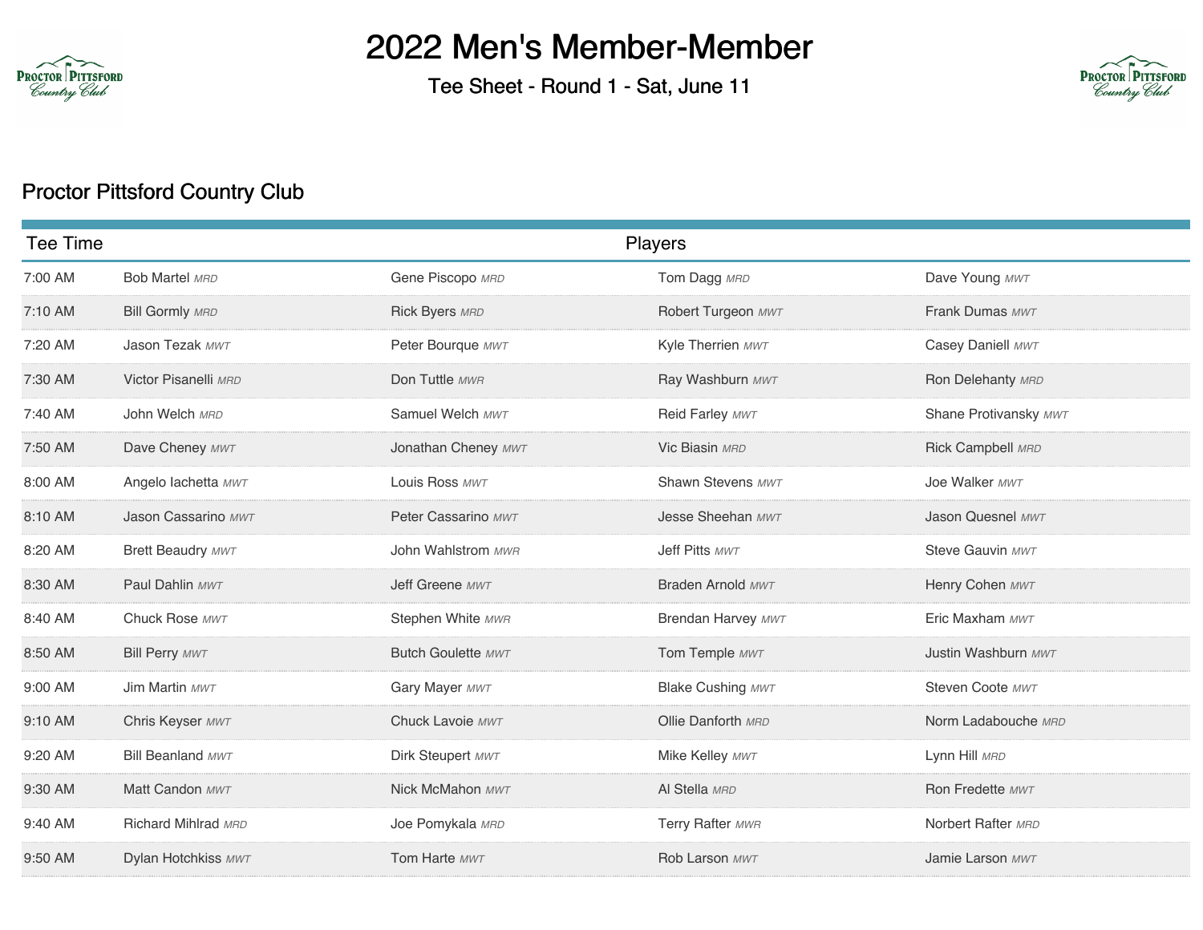# 2022 Men's Member-Member

## Tee Sheet - Round 1 - Sat, June 11

### Proctor Pittsford Country Club

| Tee Time | Players | | | |
|---|---|---|---|---|
| 7:00 AM | Bob Martel *MRD* | Gene Piscopo *MRD* | Tom Dagg *MRD* | Dave Young *MWT* |
| 7:10 AM | Bill Gormly *MRD* | Rick Byers *MRD* | Robert Turgeon *MWT* | Frank Dumas *MWT* |
| 7:20 AM | Jason Tezak *MWT* | Peter Bourque *MWT* | Kyle Therrien *MWT* | Casey Daniell *MWT* |
| 7:30 AM | Victor Pisanelli *MRD* | Don Tuttle *MWR* | Ray Washburn *MWT* | Ron Delehanty *MRD* |
| 7:40 AM | John Welch *MRD* | Samuel Welch *MWT* | Reid Farley *MWT* | Shane Protivansky *MWT* |
| 7:50 AM | Dave Cheney *MWT* | Jonathan Cheney *MWT* | Vic Biasin *MRD* | Rick Campbell *MRD* |
| 8:00 AM | Angelo Iachetta *MWT* | Louis Ross *MWT* | Shawn Stevens *MWT* | Joe Walker *MWT* |
| 8:10 AM | Jason Cassarino *MWT* | Peter Cassarino *MWT* | Jesse Sheehan *MWT* | Jason Quesnel *MWT* |
| 8:20 AM | Brett Beaudry *MWT* | John Wahlstrom *MWR* | Jeff Pitts *MWT* | Steve Gauvin *MWT* |
| 8:30 AM | Paul Dahlin *MWT* | Jeff Greene *MWT* | Braden Arnold *MWT* | Henry Cohen *MWT* |
| 8:40 AM | Chuck Rose *MWT* | Stephen White *MWR* | Brendan Harvey *MWT* | Eric Maxham *MWT* |
| 8:50 AM | Bill Perry *MWT* | Butch Goulette *MWT* | Tom Temple *MWT* | Justin Washburn *MWT* |
| 9:00 AM | Jim Martin *MWT* | Gary Mayer *MWT* | Blake Cushing *MWT* | Steven Coote *MWT* |
| 9:10 AM | Chris Keyser *MWT* | Chuck Lavoie *MWT* | Ollie Danforth *MRD* | Norm Ladabouche *MRD* |
| 9:20 AM | Bill Beanland *MWT* | Dirk Steupert *MWT* | Mike Kelley *MWT* | Lynn Hill *MRD* |
| 9:30 AM | Matt Candon *MWT* | Nick McMahon *MWT* | Al Stella *MRD* | Ron Fredette *MWT* |
| 9:40 AM | Richard Mihlrad *MRD* | Joe Pomykala *MRD* | Terry Rafter *MWR* | Norbert Rafter *MRD* |
| 9:50 AM | Dylan Hotchkiss *MWT* | Tom Harte *MWT* | Rob Larson *MWT* | Jamie Larson *MWT* |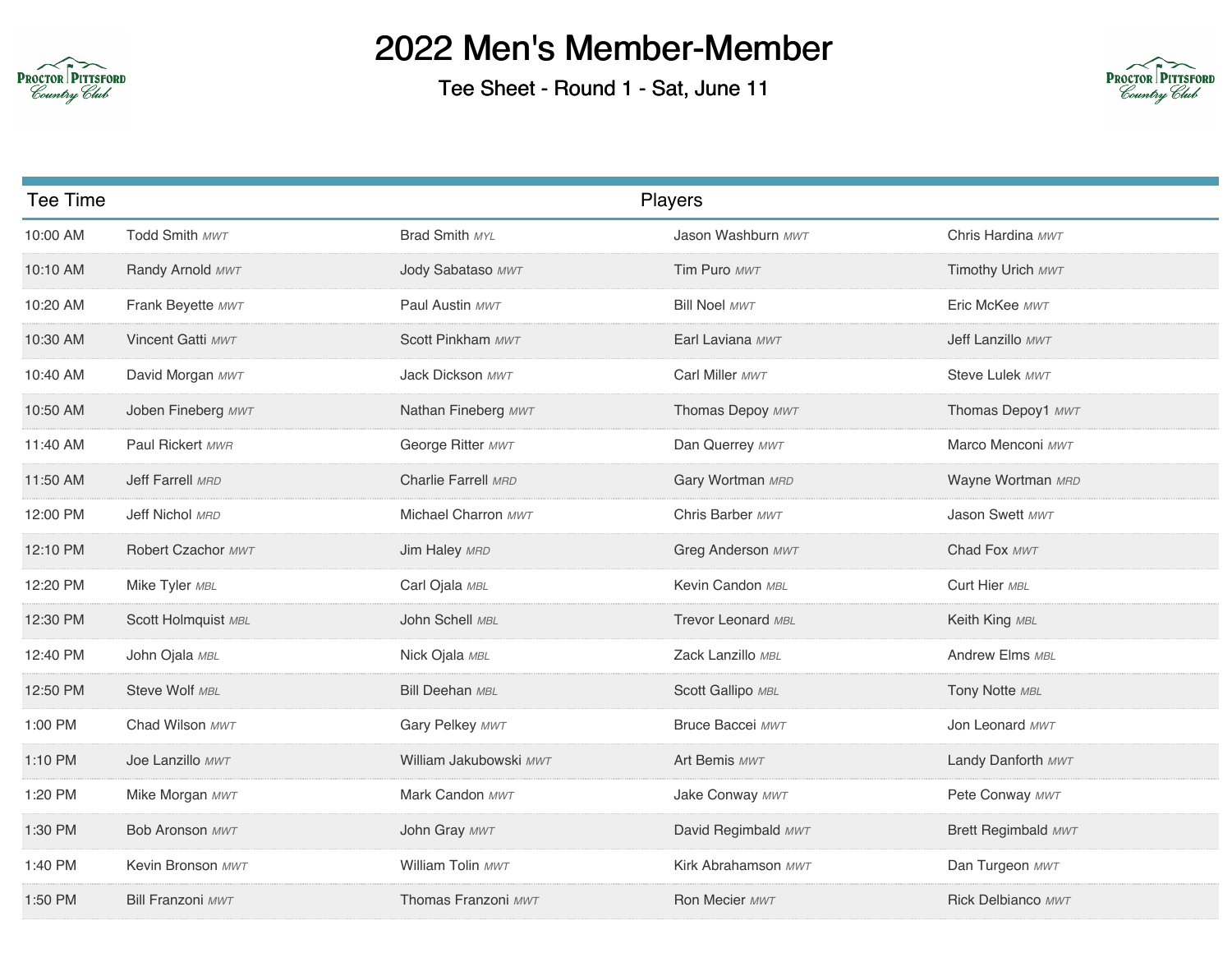# 2022 Men's Member-Member

## Tee Sheet - Round 1 - Sat, June 11

| Tee Time | Players | | | |
|---|---|---|---|---|
| 10:00 AM | Todd Smith *MWT* | Brad Smith *MYL* | Jason Washburn *MWT* | Chris Hardina *MWT* |
| 10:10 AM | Randy Arnold *MWT* | Jody Sabataso *MWT* | Tim Puro *MWT* | Timothy Urich *MWT* |
| 10:20 AM | Frank Beyette *MWT* | Paul Austin *MWT* | Bill Noel *MWT* | Eric McKee *MWT* |
| 10:30 AM | Vincent Gatti *MWT* | Scott Pinkham *MWT* | Earl Laviana *MWT* | Jeff Lanzillo *MWT* |
| 10:40 AM | David Morgan *MWT* | Jack Dickson *MWT* | Carl Miller *MWT* | Steve Lulek *MWT* |
| 10:50 AM | Joben Fineberg *MWT* | Nathan Fineberg *MWT* | Thomas Depoy *MWT* | Thomas Depoy1 *MWT* |
| 11:40 AM | Paul Rickert *MWR* | George Ritter *MWT* | Dan Querrey *MWT* | Marco Menconi *MWT* |
| 11:50 AM | Jeff Farrell *MRD* | Charlie Farrell *MRD* | Gary Wortman *MRD* | Wayne Wortman *MRD* |
| 12:00 PM | Jeff Nichol *MRD* | Michael Charron *MWT* | Chris Barber *MWT* | Jason Swett *MWT* |
| 12:10 PM | Robert Czachor *MWT* | Jim Haley *MRD* | Greg Anderson *MWT* | Chad Fox *MWT* |
| 12:20 PM | Mike Tyler *MBL* | Carl Ojala *MBL* | Kevin Candon *MBL* | Curt Hier *MBL* |
| 12:30 PM | Scott Holmquist *MBL* | John Schell *MBL* | Trevor Leonard *MBL* | Keith King *MBL* |
| 12:40 PM | John Ojala *MBL* | Nick Ojala *MBL* | Zack Lanzillo *MBL* | Andrew Elms *MBL* |
| 12:50 PM | Steve Wolf *MBL* | Bill Deehan *MBL* | Scott Gallipo *MBL* | Tony Notte *MBL* |
| 1:00 PM | Chad Wilson *MWT* | Gary Pelkey *MWT* | Bruce Baccei *MWT* | Jon Leonard *MWT* |
| 1:10 PM | Joe Lanzillo *MWT* | William Jakubowski *MWT* | Art Bemis *MWT* | Landy Danforth *MWT* |
| 1:20 PM | Mike Morgan *MWT* | Mark Candon *MWT* | Jake Conway *MWT* | Pete Conway *MWT* |
| 1:30 PM | Bob Aronson *MWT* | John Gray *MWT* | David Regimbald *MWT* | Brett Regimbald *MWT* |
| 1:40 PM | Kevin Bronson *MWT* | William Tolin *MWT* | Kirk Abrahamson *MWT* | Dan Turgeon *MWT* |
| 1:50 PM | Bill Franzoni *MWT* | Thomas Franzoni *MWT* | Ron Mecier *MWT* | Rick Delbianco *MWT* |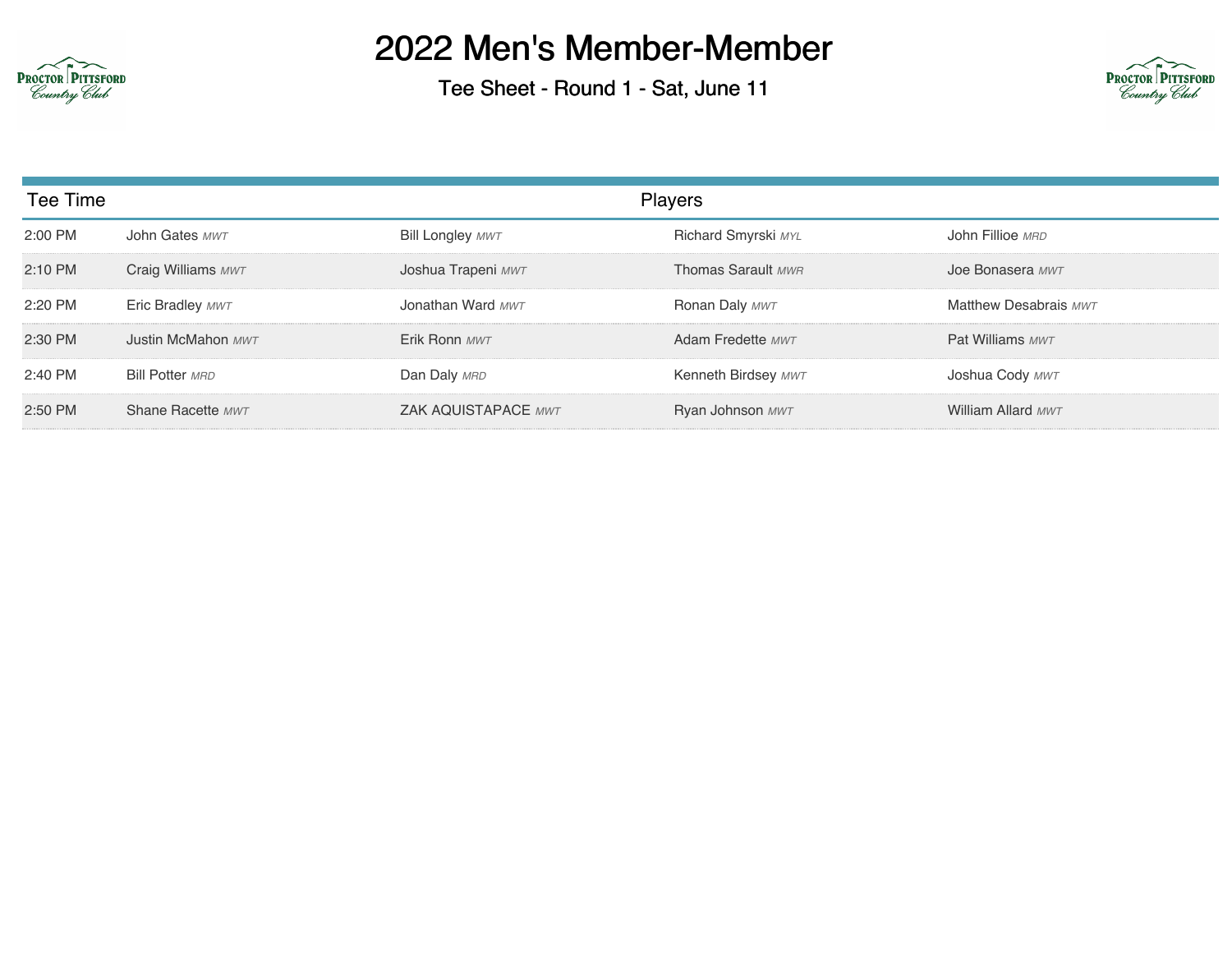# 2022 Men's Member-Member

## Tee Sheet - Round 1 - Sat, June 11

| Tee Time | Players | | | |
|---|---|---|---|---|
| 2:00 PM | John Gates *MWT* | Bill Longley *MWT* | Richard Smyrski *MYL* | John Fillioe *MRD* |
| 2:10 PM | Craig Williams *MWT* | Joshua Trapeni *MWT* | Thomas Sarault *MWR* | Joe Bonasera *MWT* |
| 2:20 PM | Eric Bradley *MWT* | Jonathan Ward *MWT* | Ronan Daly *MWT* | Matthew Desabrais *MWT* |
| 2:30 PM | Justin McMahon *MWT* | Erik Ronn *MWT* | Adam Fredette *MWT* | Pat Williams *MWT* |
| 2:40 PM | Bill Potter *MRD* | Dan Daly *MRD* | Kenneth Birdsey *MWT* | Joshua Cody *MWT* |
| 2:50 PM | Shane Racette *MWT* | ZAK AQUISTAPACE *MWT* | Ryan Johnson *MWT* | William Allard *MWT* |